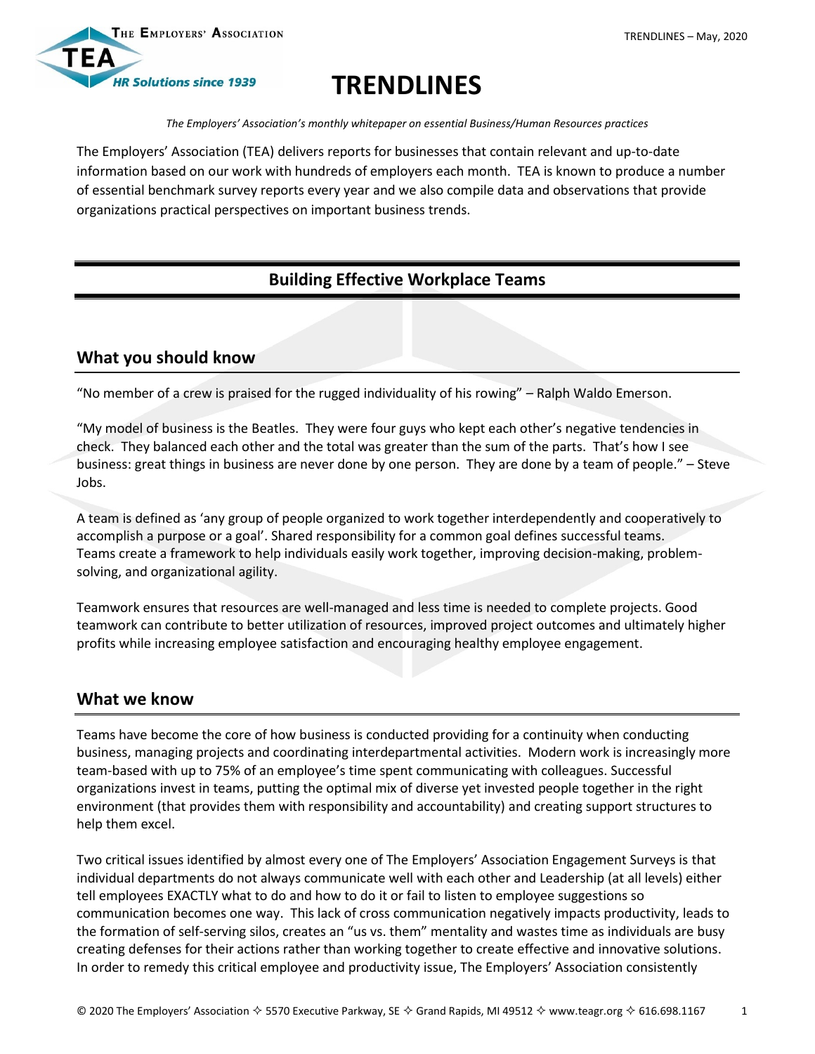# TRENDLINES

*The Employers' Association's monthly whitepaper on essential Business/Human Resources practices*

The Employers' Association (TEA) delivers reports for businesses that contain relevant and up-to-date information based on our work with hundreds of employers each month. TEA is known to produce a number of essential benchmark survey reports every year and we also compile data and observations that provide organizations practical perspectives on important business trends.

## Building Effective Workplace Teams

### What you should know

"No member of a crew is praised for the rugged individuality of his rowing" – Ralph Waldo Emerson.

"My model of business is the Beatles. They were four guys who kept each other's negative tendencies in check. They balanced each other and the total was greater than the sum of the parts. That's how I see business: great things in business are never done by one person. They are done by a team of people." – Steve Jobs.

A team is defined as 'any group of people organized to work together interdependently and cooperatively to accomplish a purpose or a goal'. Shared responsibility for a common goal defines successful teams. Teams create a framework to help individuals easily work together, improving decision-making, problem-solving, and organizational agility.

Teamwork ensures that resources are well-managed and less time is needed to complete projects. Good teamwork can contribute to better utilization of resources, improved project outcomes and ultimately higher profits while increasing employee satisfaction and encouraging healthy employee engagement.

### What we know

Teams have become the core of how business is conducted providing for a continuity when conducting business, managing projects and coordinating interdepartmental activities. Modern work is increasingly more team-based with up to 75% of an employee's time spent communicating with colleagues. Successful organizations invest in teams, putting the optimal mix of diverse yet invested people together in the right environment (that provides them with responsibility and accountability) and creating support structures to help them excel.

Two critical issues identified by almost every one of The Employers' Association Engagement Surveys is that individual departments do not always communicate well with each other and Leadership (at all levels) either tell employees EXACTLY what to do and how to do it or fail to listen to employee suggestions so communication becomes one way. This lack of cross communication negatively impacts productivity, leads to the formation of self-serving silos, creates an "us vs. them" mentality and wastes time as individuals are busy creating defenses for their actions rather than working together to create effective and innovative solutions. In order to remedy this critical employee and productivity issue, The Employers' Association consistently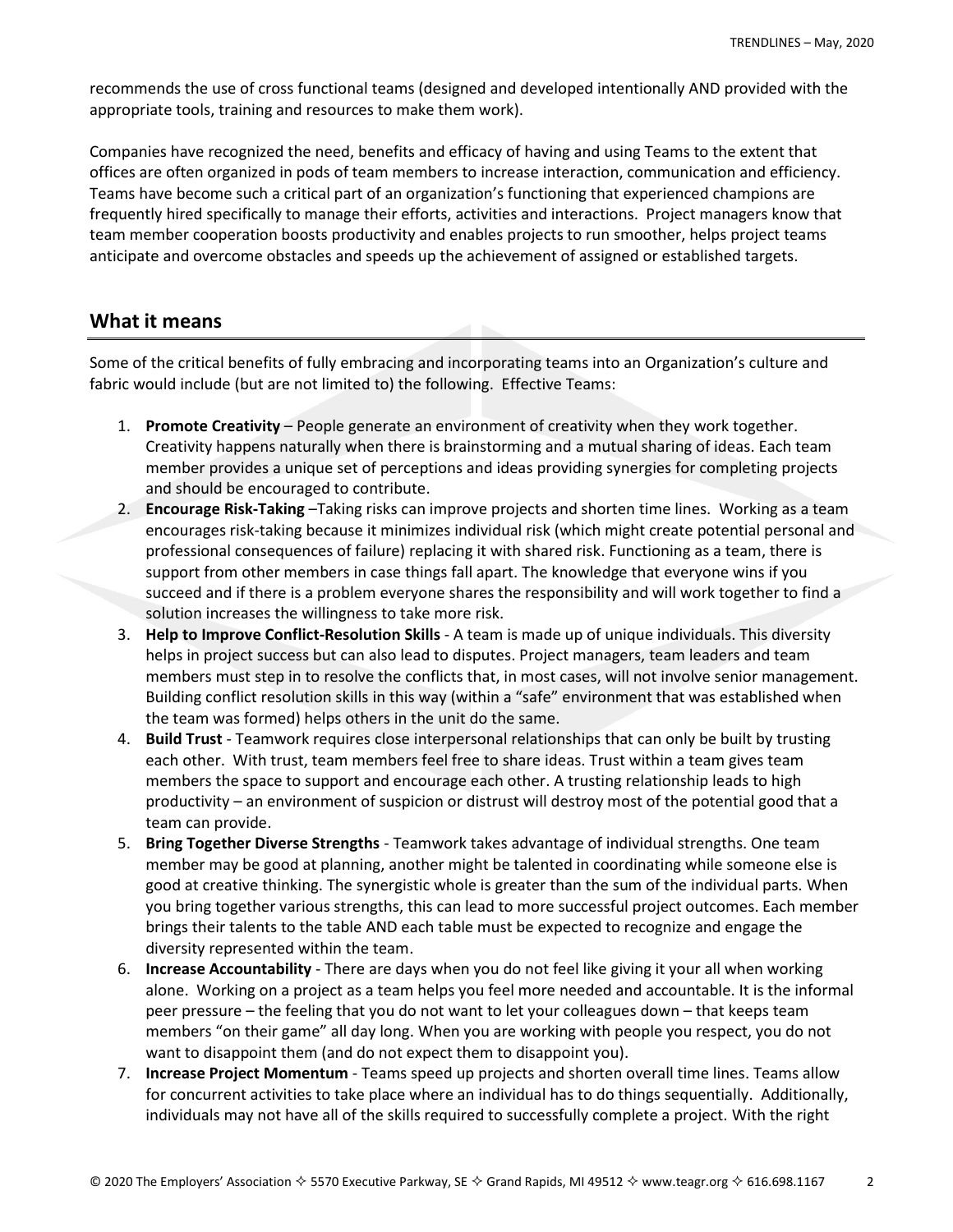recommends the use of cross functional teams (designed and developed intentionally AND provided with the appropriate tools, training and resources to make them work).

Companies have recognized the need, benefits and efficacy of having and using Teams to the extent that offices are often organized in pods of team members to increase interaction, communication and efficiency. Teams have become such a critical part of an organization's functioning that experienced champions are frequently hired specifically to manage their efforts, activities and interactions. Project managers know that team member cooperation boosts productivity and enables projects to run smoother, helps project teams anticipate and overcome obstacles and speeds up the achievement of assigned or established targets.

## What it means

Some of the critical benefits of fully embracing and incorporating teams into an Organization's culture and fabric would include (but are not limited to) the following. Effective Teams:

1. **Promote Creativity** – People generate an environment of creativity when they work together. Creativity happens naturally when there is brainstorming and a mutual sharing of ideas. Each team member provides a unique set of perceptions and ideas providing synergies for completing projects and should be encouraged to contribute.
2. **Encourage Risk-Taking** –Taking risks can improve projects and shorten time lines. Working as a team encourages risk-taking because it minimizes individual risk (which might create potential personal and professional consequences of failure) replacing it with shared risk. Functioning as a team, there is support from other members in case things fall apart. The knowledge that everyone wins if you succeed and if there is a problem everyone shares the responsibility and will work together to find a solution increases the willingness to take more risk.
3. **Help to Improve Conflict-Resolution Skills** - A team is made up of unique individuals. This diversity helps in project success but can also lead to disputes. Project managers, team leaders and team members must step in to resolve the conflicts that, in most cases, will not involve senior management. Building conflict resolution skills in this way (within a "safe" environment that was established when the team was formed) helps others in the unit do the same.
4. **Build Trust** - Teamwork requires close interpersonal relationships that can only be built by trusting each other. With trust, team members feel free to share ideas. Trust within a team gives team members the space to support and encourage each other. A trusting relationship leads to high productivity – an environment of suspicion or distrust will destroy most of the potential good that a team can provide.
5. **Bring Together Diverse Strengths** - Teamwork takes advantage of individual strengths. One team member may be good at planning, another might be talented in coordinating while someone else is good at creative thinking. The synergistic whole is greater than the sum of the individual parts. When you bring together various strengths, this can lead to more successful project outcomes. Each member brings their talents to the table AND each table must be expected to recognize and engage the diversity represented within the team.
6. **Increase Accountability** - There are days when you do not feel like giving it your all when working alone. Working on a project as a team helps you feel more needed and accountable. It is the informal peer pressure – the feeling that you do not want to let your colleagues down – that keeps team members "on their game" all day long. When you are working with people you respect, you do not want to disappoint them (and do not expect them to disappoint you).
7. **Increase Project Momentum** - Teams speed up projects and shorten overall time lines. Teams allow for concurrent activities to take place where an individual has to do things sequentially. Additionally, individuals may not have all of the skills required to successfully complete a project. With the right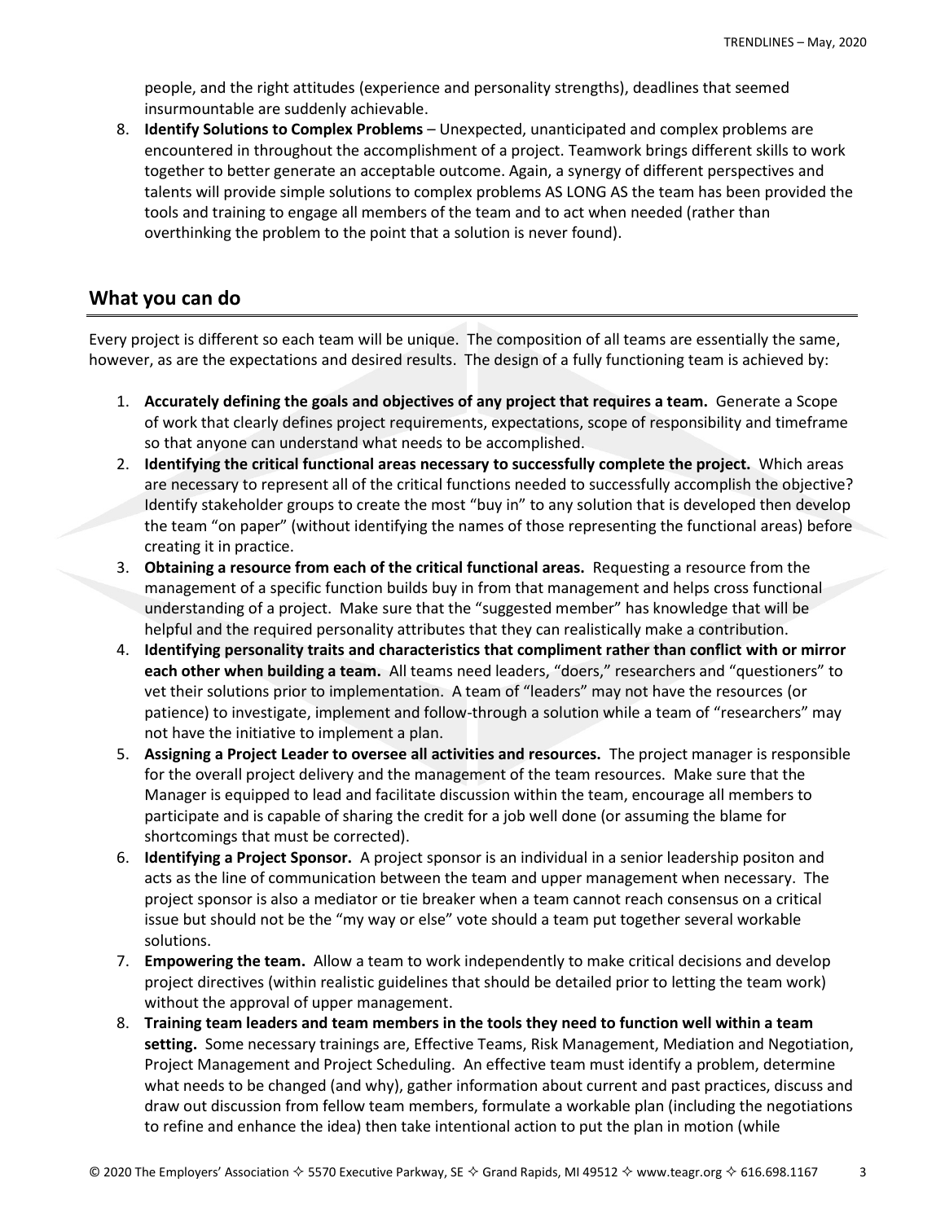people, and the right attitudes (experience and personality strengths), deadlines that seemed insurmountable are suddenly achievable.

8. **Identify Solutions to Complex Problems** – Unexpected, unanticipated and complex problems are encountered in throughout the accomplishment of a project. Teamwork brings different skills to work together to better generate an acceptable outcome. Again, a synergy of different perspectives and talents will provide simple solutions to complex problems AS LONG AS the team has been provided the tools and training to engage all members of the team and to act when needed (rather than overthinking the problem to the point that a solution is never found).

## What you can do

Every project is different so each team will be unique. The composition of all teams are essentially the same, however, as are the expectations and desired results. The design of a fully functioning team is achieved by:

1. **Accurately defining the goals and objectives of any project that requires a team.** Generate a Scope of work that clearly defines project requirements, expectations, scope of responsibility and timeframe so that anyone can understand what needs to be accomplished.
2. **Identifying the critical functional areas necessary to successfully complete the project.** Which areas are necessary to represent all of the critical functions needed to successfully accomplish the objective? Identify stakeholder groups to create the most "buy in" to any solution that is developed then develop the team "on paper" (without identifying the names of those representing the functional areas) before creating it in practice.
3. **Obtaining a resource from each of the critical functional areas.** Requesting a resource from the management of a specific function builds buy in from that management and helps cross functional understanding of a project. Make sure that the "suggested member" has knowledge that will be helpful and the required personality attributes that they can realistically make a contribution.
4. **Identifying personality traits and characteristics that compliment rather than conflict with or mirror each other when building a team.** All teams need leaders, "doers," researchers and "questioners" to vet their solutions prior to implementation. A team of "leaders" may not have the resources (or patience) to investigate, implement and follow-through a solution while a team of "researchers" may not have the initiative to implement a plan.
5. **Assigning a Project Leader to oversee all activities and resources.** The project manager is responsible for the overall project delivery and the management of the team resources. Make sure that the Manager is equipped to lead and facilitate discussion within the team, encourage all members to participate and is capable of sharing the credit for a job well done (or assuming the blame for shortcomings that must be corrected).
6. **Identifying a Project Sponsor.** A project sponsor is an individual in a senior leadership positon and acts as the line of communication between the team and upper management when necessary. The project sponsor is also a mediator or tie breaker when a team cannot reach consensus on a critical issue but should not be the "my way or else" vote should a team put together several workable solutions.
7. **Empowering the team.** Allow a team to work independently to make critical decisions and develop project directives (within realistic guidelines that should be detailed prior to letting the team work) without the approval of upper management.
8. **Training team leaders and team members in the tools they need to function well within a team setting.** Some necessary trainings are, Effective Teams, Risk Management, Mediation and Negotiation, Project Management and Project Scheduling. An effective team must identify a problem, determine what needs to be changed (and why), gather information about current and past practices, discuss and draw out discussion from fellow team members, formulate a workable plan (including the negotiations to refine and enhance the idea) then take intentional action to put the plan in motion (while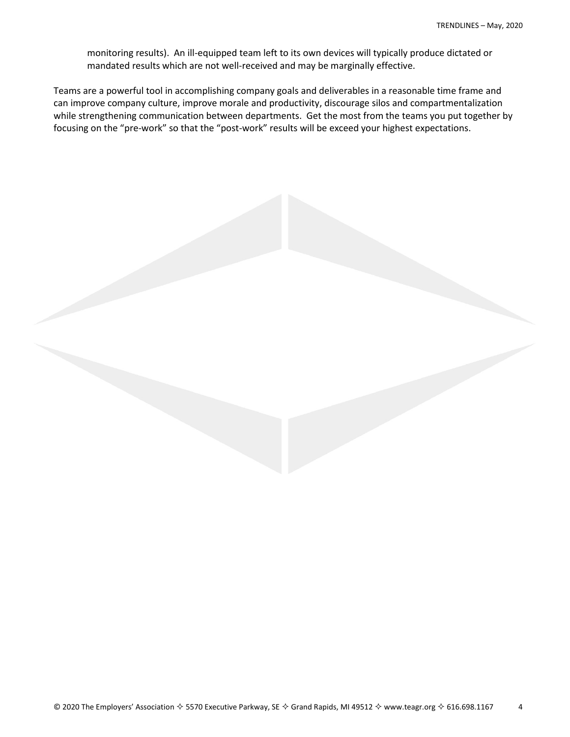monitoring results). An ill-equipped team left to its own devices will typically produce dictated or mandated results which are not well-received and may be marginally effective.

Teams are a powerful tool in accomplishing company goals and deliverables in a reasonable time frame and can improve company culture, improve morale and productivity, discourage silos and compartmentalization while strengthening communication between departments. Get the most from the teams you put together by focusing on the "pre-work" so that the "post-work" results will be exceed your highest expectations.